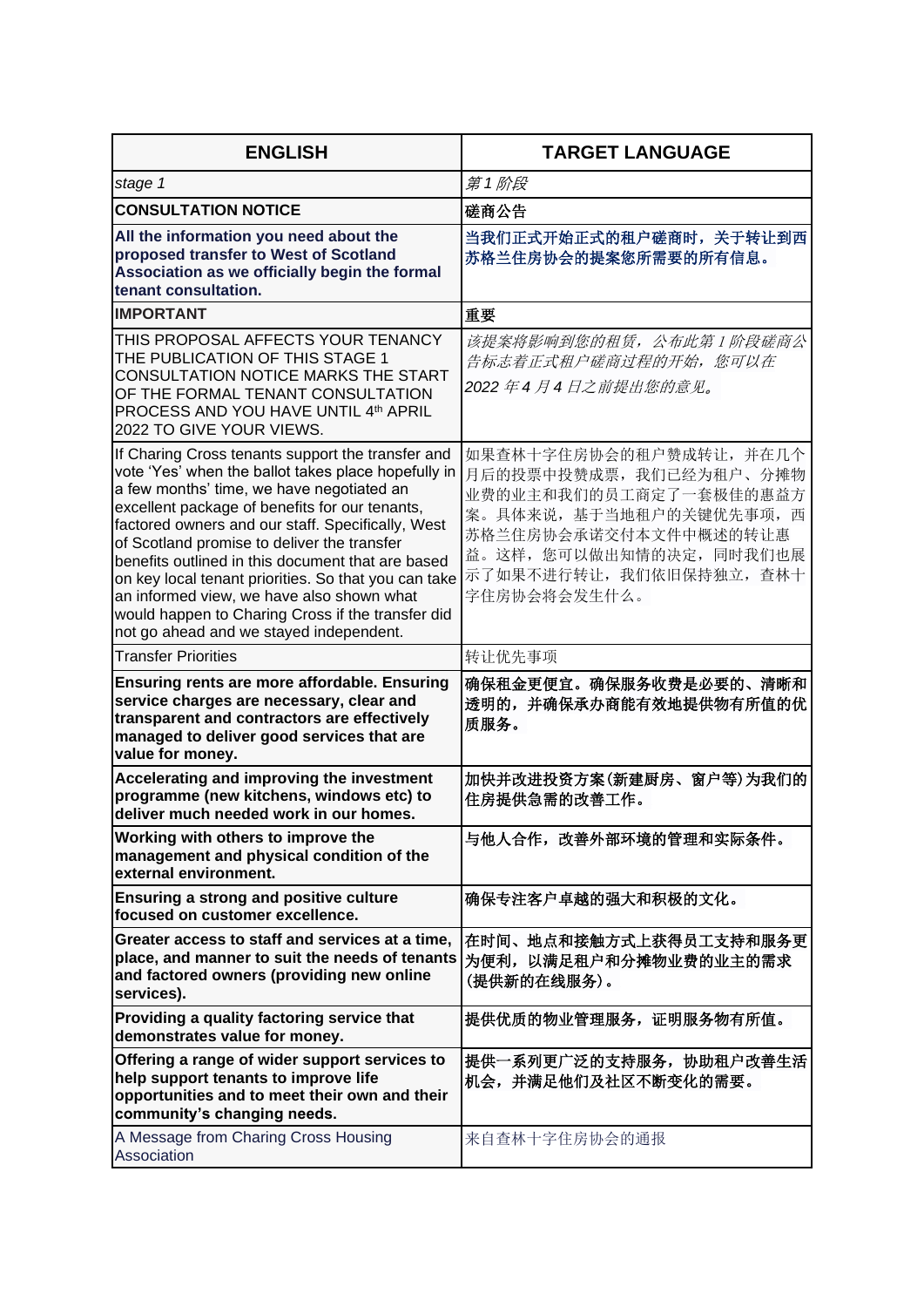| ENGLISH | TARGET LANGUAGE |
| --- | --- |
| *stage 1* | *第1阶段* |
| **CONSULTATION NOTICE** | **磋商公告** |
| **All the information you need about the proposed transfer to West of Scotland Association as we officially begin the formal tenant consultation.** | **当我们正式开始正式的租户磋商时，关于转让到西苏格兰住房协会的提案您所需要的所有信息。** |
| **IMPORTANT** | **重要** |
| THIS PROPOSAL AFFECTS YOUR TENANCY THE PUBLICATION OF THIS STAGE 1 CONSULTATION NOTICE MARKS THE START OF THE FORMAL TENANT CONSULTATION PROCESS AND YOU HAVE UNTIL 4th APRIL 2022 TO GIVE YOUR VIEWS. | *该提案将影响到您的租赁，公布此第1阶段磋商公告标志着正式租户磋商过程的开始，您可以在2022年4月4日之前提出您的意见。* |
| If Charing Cross tenants support the transfer and vote 'Yes' when the ballot takes place hopefully in a few months' time, we have negotiated an excellent package of benefits for our tenants, factored owners and our staff. Specifically, West of Scotland promise to deliver the transfer benefits outlined in this document that are based on key local tenant priorities. So that you can take an informed view, we have also shown what would happen to Charing Cross if the transfer did not go ahead and we stayed independent. | 如果查林十字住房协会的租户赞成转让，并在几个月后的投票中投赞成票，我们已经为租户、分摊物业费的业主和我们的员工商定了一套极佳的惠益方案。具体来说，基于当地租户的关键优先事项，西苏格兰住房协会承诺交付本文件中概述的转让惠益。这样，您可以做出知情的决定，同时我们也展示了如果不进行转让，我们依旧保持独立，查林十字住房协会将会发生什么。 |
| Transfer Priorities | 转让优先事项 |
| **Ensuring rents are more affordable. Ensuring service charges are necessary, clear and transparent and contractors are effectively managed to deliver good services that are value for money.** | **确保租金更便宜。确保服务收费是必要的、清晰和透明的，并确保承办商能有效地提供物有所值的优质服务。** |
| **Accelerating and improving the investment programme (new kitchens, windows etc) to deliver much needed work in our homes.** | **加快并改进投资方案(新建厨房、窗户等)为我们的住房提供急需的改善工作。** |
| **Working with others to improve the management and physical condition of the external environment.** | **与他人合作，改善外部环境的管理和实际条件。** |
| **Ensuring a strong and positive culture focused on customer excellence.** | **确保专注客户卓越的强大和积极的文化。** |
| **Greater access to staff and services at a time, place, and manner to suit the needs of tenants and factored owners (providing new online services).** | **在时间、地点和接触方式上获得员工支持和服务更为便利，以满足租户和分摊物业费的业主的需求(提供新的在线服务)。** |
| **Providing a quality factoring service that demonstrates value for money.** | **提供优质的物业管理服务，证明服务物有所值。** |
| **Offering a range of wider support services to help support tenants to improve life opportunities and to meet their own and their community's changing needs.** | **提供一系列更广泛的支持服务，协助租户改善生活机会，并满足他们及社区不断变化的需要。** |
| A Message from Charing Cross Housing Association | 来自查林十字住房协会的通报 |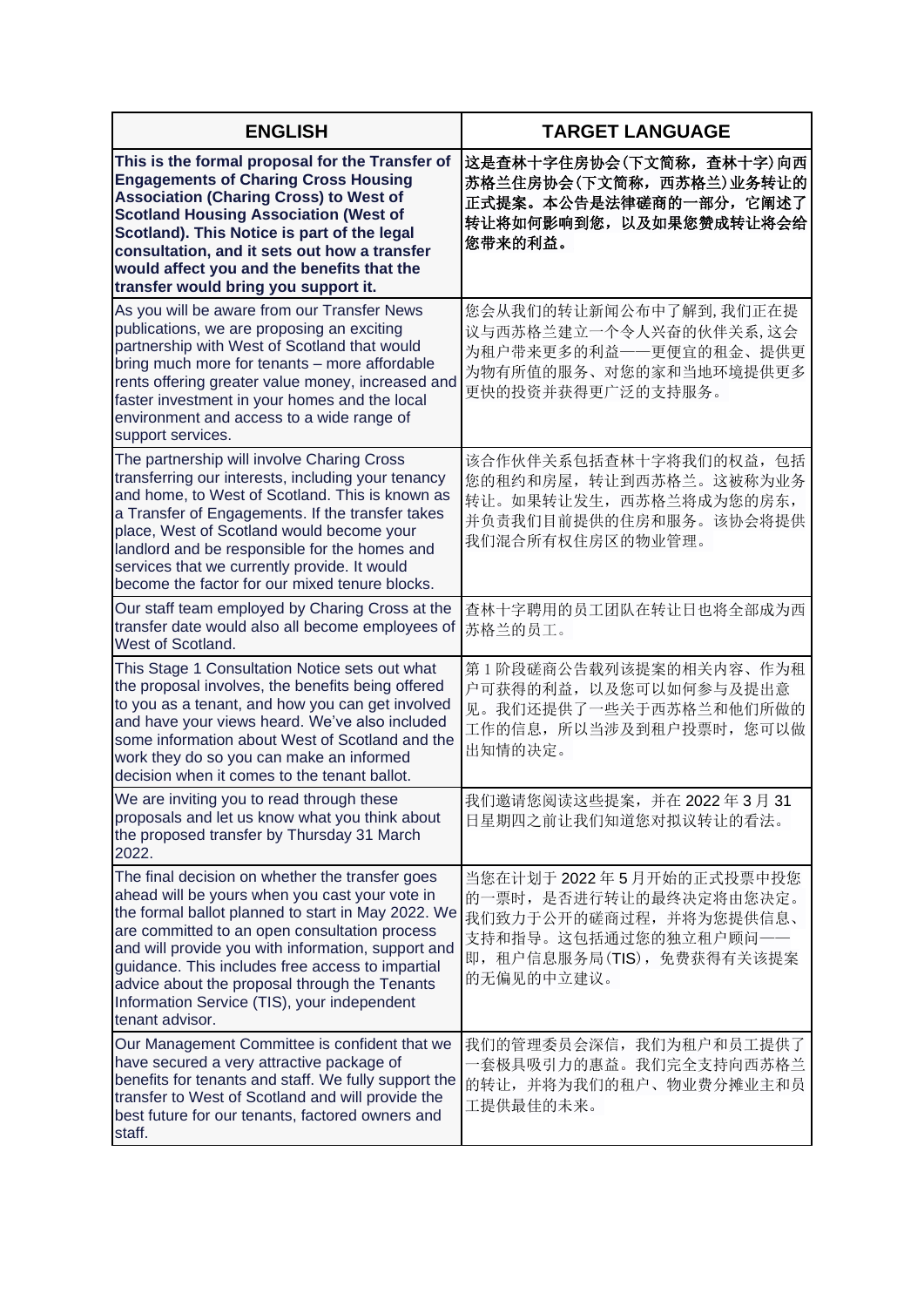| ENGLISH | TARGET LANGUAGE |
|---|---|
| **This is the formal proposal for the Transfer of Engagements of Charing Cross Housing Association (Charing Cross) to West of Scotland Housing Association (West of Scotland). This Notice is part of the legal consultation, and it sets out how a transfer would affect you and the benefits that the transfer would bring you support it.** | **这是查林十字住房协会(下文简称，查林十字)向西苏格兰住房协会(下文简称，西苏格兰)业务转让的正式提案。本公告是法律磋商的一部分，它阐述了转让将如何影响到您，以及如果您赞成转让将会给您带来的利益。** |
| As you will be aware from our Transfer News publications, we are proposing an exciting partnership with West of Scotland that would bring much more for tenants – more affordable rents offering greater value money, increased and faster investment in your homes and the local environment and access to a wide range of support services. | 您会从我们的转让新闻公布中了解到,我们正在提议与西苏格兰建立一个令人兴奋的伙伴关系,这会为租户带来更多的利益——更便宜的租金、提供更为物有所值的服务、对您的家和当地环境提供更多更快的投资并获得更广泛的支持服务。 |
| The partnership will involve Charing Cross transferring our interests, including your tenancy and home, to West of Scotland. This is known as a Transfer of Engagements. If the transfer takes place, West of Scotland would become your landlord and be responsible for the homes and services that we currently provide. It would become the factor for our mixed tenure blocks. | 该合作伙伴关系包括查林十字将我们的权益，包括您的租约和房屋，转让到西苏格兰。这被称为业务转让。如果转让发生，西苏格兰将成为您的房东，并负责我们目前提供的住房和服务。该协会将提供我们混合所有权住房区的物业管理。 |
| Our staff team employed by Charing Cross at the transfer date would also all become employees of West of Scotland. | 查林十字聘用的员工团队在转让日也将全部成为西苏格兰的员工。 |
| This Stage 1 Consultation Notice sets out what the proposal involves, the benefits being offered to you as a tenant, and how you can get involved and have your views heard. We've also included some information about West of Scotland and the work they do so you can make an informed decision when it comes to the tenant ballot. | 第 1 阶段磋商公告载列该提案的相关内容、作为租户可获得的利益，以及您可以如何参与及提出意见。我们还提供了一些关于西苏格兰和他们所做的工作的信息，所以当涉及到租户投票时，您可以做出知情的决定。 |
| We are inviting you to read through these proposals and let us know what you think about the proposed transfer by Thursday 31 March 2022. | 我们邀请您阅读这些提案，并在 2022 年 3 月 31 日星期四之前让我们知道您对拟议转让的看法。 |
| The final decision on whether the transfer goes ahead will be yours when you cast your vote in the formal ballot planned to start in May 2022. We are committed to an open consultation process and will provide you with information, support and guidance. This includes free access to impartial advice about the proposal through the Tenants Information Service (TIS), your independent tenant advisor. | 当您在计划于 2022 年 5 月开始的正式投票中投您的一票时，是否进行转让的最终决定将由您决定。我们致力于公开的磋商过程，并将为您提供信息、支持和指导。这包括通过您的独立租户顾问——即，租户信息服务局(TIS)，免费获得有关该提案的无偏见的中立建议。 |
| Our Management Committee is confident that we have secured a very attractive package of benefits for tenants and staff. We fully support the transfer to West of Scotland and will provide the best future for our tenants, factored owners and staff. | 我们的管理委员会深信，我们为租户和员工提供了一套极具吸引力的惠益。我们完全支持向西苏格兰的转让，并将为我们的租户、物业费分摊业主和员工提供最佳的未来。 |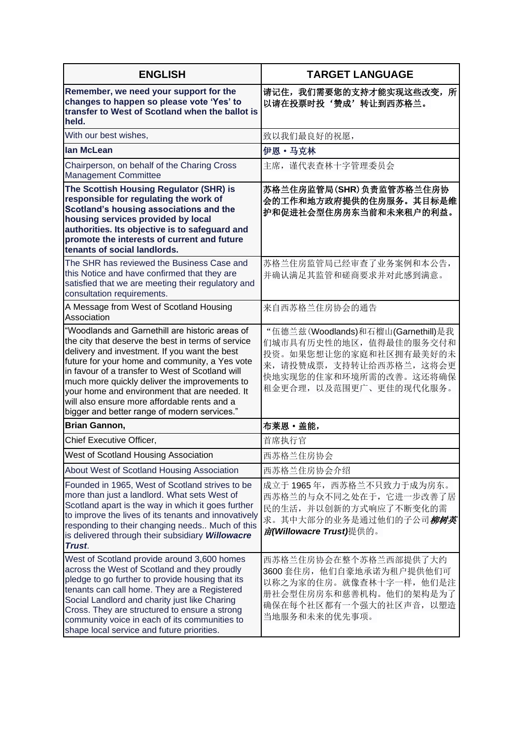| ENGLISH | TARGET LANGUAGE |
|---|---|
| **Remember, we need your support for the changes to happen so please vote 'Yes' to transfer to West of Scotland when the ballot is held.** | **请记住，我们需要您的支持才能实现这些改变，所以请在投票时投'赞成'转让到西苏格兰。** |
| With our best wishes, | 致以我们最良好的祝愿， |
| **Ian McLean** | **伊恩・马克林** |
| Chairperson, on behalf of the Charing Cross Management Committee | 主席，谨代表查林十字管理委员会 |
| **The Scottish Housing Regulator (SHR) is responsible for regulating the work of Scotland's housing associations and the housing services provided by local authorities. Its objective is to safeguard and promote the interests of current and future tenants of social landlords.** | **苏格兰住房监管局(SHR)负责监管苏格兰住房协会的工作和地方政府提供的住房服务。其目标是维护和促进社会型住房房东当前和未来租户的利益。** |
| The SHR has reviewed the Business Case and this Notice and have confirmed that they are satisfied that we are meeting their regulatory and consultation requirements. | 苏格兰住房监管局已经审查了业务案例和本公告，并确认满足其监管和磋商要求并对此感到满意。 |
| A Message from West of Scotland Housing Association | 来自西苏格兰住房协会的通告 |
| "Woodlands and Garnethill are historic areas of the city that deserve the best in terms of service delivery and investment. If you want the best future for your home and community, a Yes vote in favour of a transfer to West of Scotland will much more quickly deliver the improvements to your home and environment that are needed. It will also ensure more affordable rents and a bigger and better range of modern services." | "伍德兰兹(Woodlands)和石榴山(Garnethill)是我们城市具有历史性的地区，值得最佳的服务交付和投资。如果您想让您的家庭和社区拥有最美好的未来，请投赞成票，支持转让给西苏格兰，这将会更快地实现您的住家和环境所需的改善。这还将确保租金更合理，以及范围更广、更佳的现代化服务。 |
| **Brian Gannon,** | **布莱恩・盖能，** |
| Chief Executive Officer, | 首席执行官 |
| West of Scotland Housing Association | 西苏格兰住房协会 |
| About West of Scotland Housing Association | 西苏格兰住房协会介绍 |
| Founded in 1965, West of Scotland strives to be more than just a landlord. What sets West of Scotland apart is the way in which it goes further to improve the lives of its tenants and innovatively responding to their changing needs.. Much of this is delivered through their subsidiary ***Willowacre Trust***. | 成立于 1965 年，西苏格兰不只致力于成为房东。西苏格兰的与众不同之处在于，它进一步改善了居民的生活，并以创新的方式响应了不断变化的需求。其中大部分的业务是通过他们的子公司***柳树英亩(Willowacre Trust)***提供的。 |
| West of Scotland provide around 3,600 homes across the West of Scotland and they proudly pledge to go further to provide housing that its tenants can call home. They are a Registered Social Landlord and charity just like Charing Cross. They are structured to ensure a strong community voice in each of its communities to shape local service and future priorities. | 西苏格兰住房协会在整个苏格兰西部提供了大约 3600 套住房，他们自豪地承诺为租户提供他们可以称之为家的住房。就像查林十字一样，他们是注册社会型住房房东和慈善机构。他们的架构是为了确保在每个社区都有一个强大的社区声音，以塑造当地服务和未来的优先事项。 |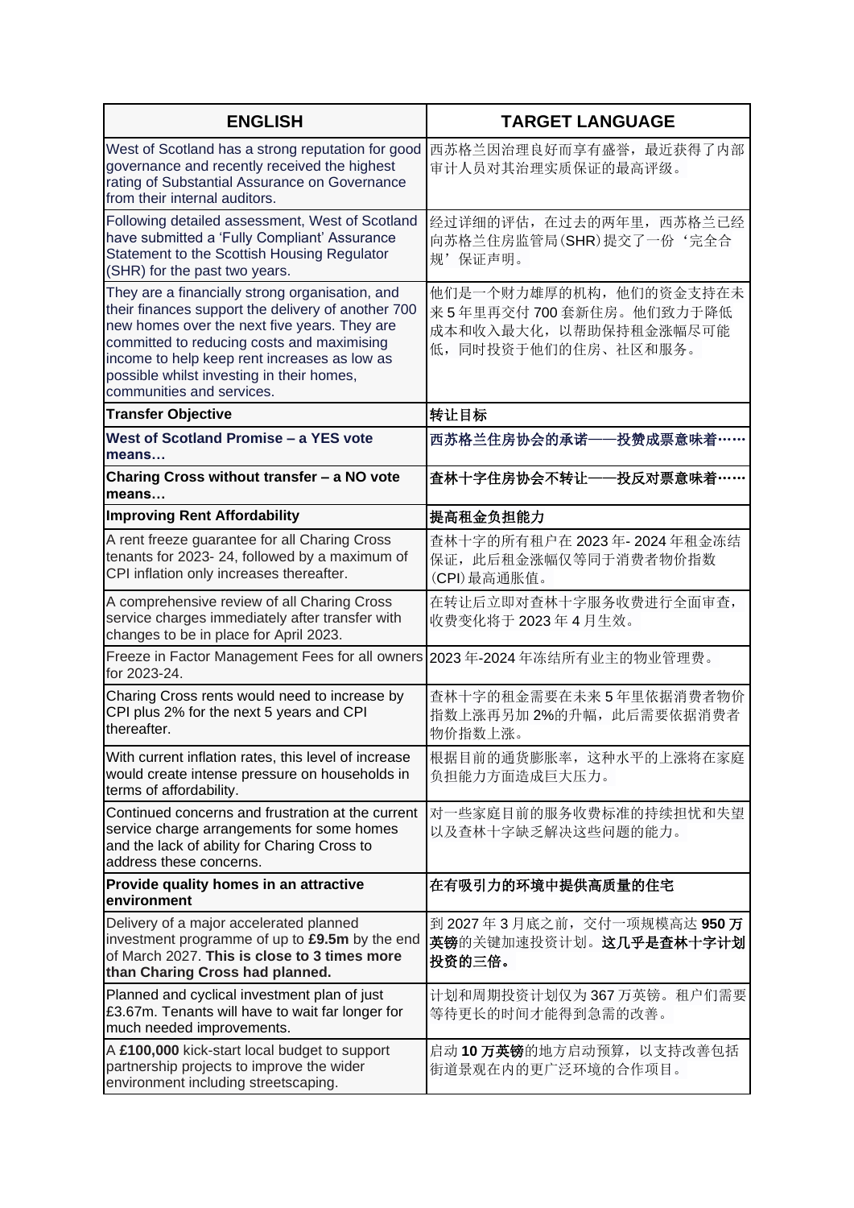| ENGLISH | TARGET LANGUAGE |
|---|---|
| West of Scotland has a strong reputation for good governance and recently received the highest rating of Substantial Assurance on Governance from their internal auditors. | 西苏格兰因治理良好而享有盛誉，最近获得了内部审计人员对其治理实质保证的最高评级。 |
| Following detailed assessment, West of Scotland have submitted a 'Fully Compliant' Assurance Statement to the Scottish Housing Regulator (SHR) for the past two years. | 经过详细的评估，在过去的两年里，西苏格兰已经向苏格兰住房监管局(SHR)提交了一份'完全合规'保证声明。 |
| They are a financially strong organisation, and their finances support the delivery of another 700 new homes over the next five years. They are committed to reducing costs and maximising income to help keep rent increases as low as possible whilst investing in their homes, communities and services. | 他们是一个财力雄厚的机构，他们的资金支持在未来 5 年里再交付 700 套新住房。他们致力于降低成本和收入最大化，以帮助保持租金涨幅尽可能低，同时投资于他们的住房、社区和服务。 |
| **Transfer Objective** | **转让目标** |
| **West of Scotland Promise – a YES vote means…** | **西苏格兰住房协会的承诺——投赞成票意味着……** |
| **Charing Cross without transfer – a NO vote means…** | **查林十字住房协会不转让——投反对票意味着……** |
| **Improving Rent Affordability** | **提高租金负担能力** |
| A rent freeze guarantee for all Charing Cross tenants for 2023- 24, followed by a maximum of CPI inflation only increases thereafter. | 查林十字的所有租户在 2023 年- 2024 年租金冻结保证，此后租金涨幅仅等同于消费者物价指数(CPI)最高通胀值。 |
| A comprehensive review of all Charing Cross service charges immediately after transfer with changes to be in place for April 2023. | 在转让后立即对查林十字服务收费进行全面审查，收费变化将于 2023 年 4 月生效。 |
| Freeze in Factor Management Fees for all owners for 2023-24. | 2023 年-2024 年冻结所有业主的物业管理费。 |
| Charing Cross rents would need to increase by CPI plus 2% for the next 5 years and CPI thereafter. | 查林十字的租金需要在未来 5 年里依据消费者物价指数上涨再另加 2%的升幅，此后需要依据消费者物价指数上涨。 |
| With current inflation rates, this level of increase would create intense pressure on households in terms of affordability. | 根据目前的通货膨胀率，这种水平的上涨将在家庭负担能力方面造成巨大压力。 |
| Continued concerns and frustration at the current service charge arrangements for some homes and the lack of ability for Charing Cross to address these concerns. | 对一些家庭目前的服务收费标准的持续担忧和失望以及查林十字缺乏解决这些问题的能力。 |
| **Provide quality homes in an attractive environment** | **在有吸引力的环境中提供高质量的住宅** |
| Delivery of a major accelerated planned investment programme of up to **£9.5m** by the end of March 2027. **This is close to 3 times more than Charing Cross had planned.** | 到 2027 年 3 月底之前，交付一项规模高达 **950 万英镑**的关键加速投资计划。**这几乎是查林十字计划投资的三倍。** |
| Planned and cyclical investment plan of just £3.67m. Tenants will have to wait far longer for much needed improvements. | 计划和周期投资计划仅为 367 万英镑。租户们需要等待更长的时间才能得到急需的改善。 |
| A **£100,000** kick-start local budget to support partnership projects to improve the wider environment including streetscaping. | 启动 **10 万英镑**的地方启动预算，以支持改善包括街道景观在内的更广泛环境的合作项目。 |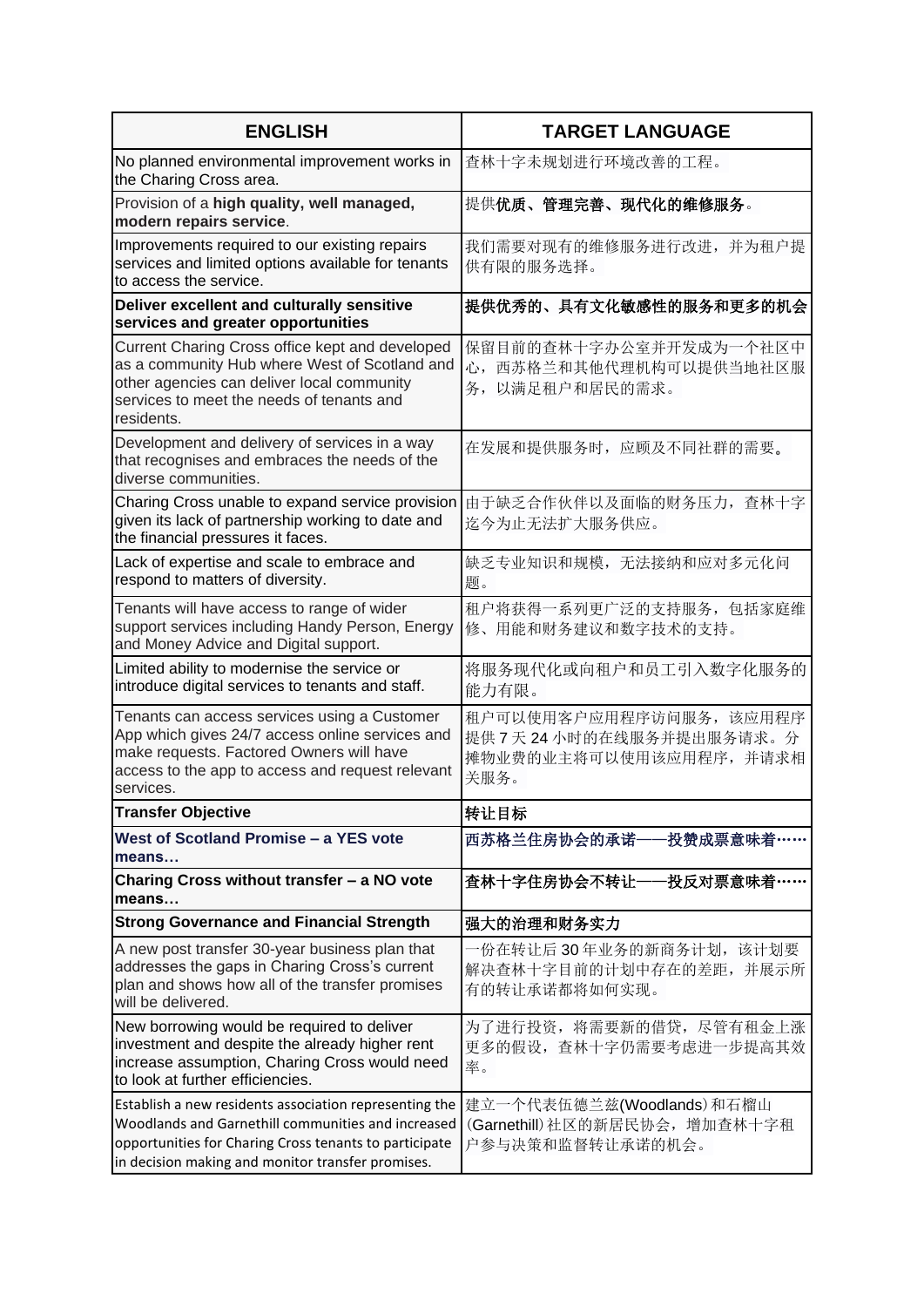| ENGLISH | TARGET LANGUAGE |
|---|---|
| No planned environmental improvement works in the Charing Cross area. | 查林十字未规划进行环境改善的工程。 |
| Provision of a **high quality, well managed, modern repairs service**. | 提供**优质、管理完善、现代化的维修服务**。 |
| Improvements required to our existing repairs services and limited options available for tenants to access the service. | 我们需要对现有的维修服务进行改进，并为租户提供有限的服务选择。 |
| **Deliver excellent and culturally sensitive services and greater opportunities** | **提供优秀的、具有文化敏感性的服务和更多的机会** |
| Current Charing Cross office kept and developed as a community Hub where West of Scotland and other agencies can deliver local community services to meet the needs of tenants and residents. | 保留目前的查林十字办公室并开发成为一个社区中心，西苏格兰和其他代理机构可以提供当地社区服务，以满足租户和居民的需求。 |
| Development and delivery of services in a way that recognises and embraces the needs of the diverse communities. | 在发展和提供服务时，应顾及不同社群的需要。 |
| Charing Cross unable to expand service provision given its lack of partnership working to date and the financial pressures it faces. | 由于缺乏合作伙伴以及面临的财务压力，查林十字迄今为止无法扩大服务供应。 |
| Lack of expertise and scale to embrace and respond to matters of diversity. | 缺乏专业知识和规模，无法接纳和应对多元化问题。 |
| Tenants will have access to range of wider support services including Handy Person, Energy and Money Advice and Digital support. | 租户将获得一系列更广泛的支持服务，包括家庭维修、用能和财务建议和数字技术的支持。 |
| Limited ability to modernise the service or introduce digital services to tenants and staff. | 将服务现代化或向租户和员工引入数字化服务的能力有限。 |
| Tenants can access services using a Customer App which gives 24/7 access online services and make requests. Factored Owners will have access to the app to access and request relevant services. | 租户可以使用客户应用程序访问服务，该应用程序提供 7 天 24 小时的在线服务并提出服务请求。分摊物业费的业主将可以使用该应用程序，并请求相关服务。 |
| **Transfer Objective** | **转让目标** |
| **West of Scotland Promise – a YES vote means…** | **西苏格兰住房协会的承诺——投赞成票意味着……** |
| **Charing Cross without transfer – a NO vote means…** | **查林十字住房协会不转让——投反对票意味着……** |
| **Strong Governance and Financial Strength** | **强大的治理和财务实力** |
| A new post transfer 30-year business plan that addresses the gaps in Charing Cross's current plan and shows how all of the transfer promises will be delivered. | 一份在转让后 30 年业务的新商务计划，该计划要解决查林十字目前的计划中存在的差距，并展示所有的转让承诺都将如何实现。 |
| New borrowing would be required to deliver investment and despite the already higher rent increase assumption, Charing Cross would need to look at further efficiencies. | 为了进行投资，将需要新的借贷，尽管有租金上涨更多的假设，查林十字仍需要考虑进一步提高其效率。 |
| Establish a new residents association representing the Woodlands and Garnethill communities and increased opportunities for Charing Cross tenants to participate in decision making and monitor transfer promises. | 建立一个代表伍德兰兹(Woodlands)和石榴山(Garnethill)社区的新居民协会，增加查林十字租户参与决策和监督转让承诺的机会。 |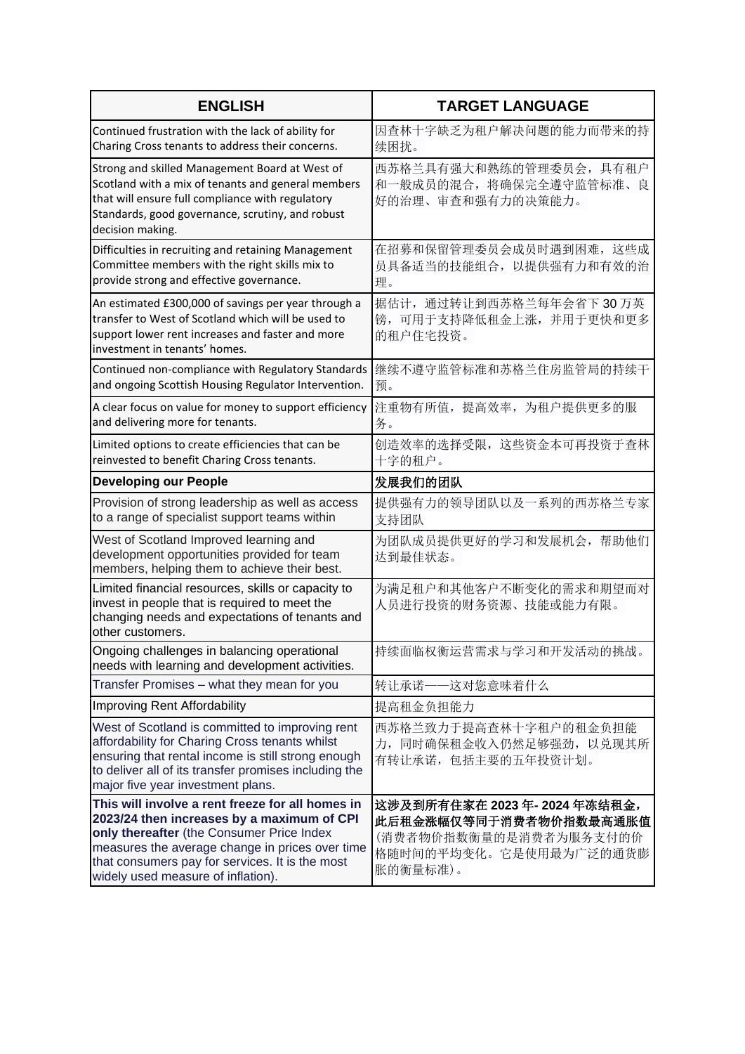| ENGLISH | TARGET LANGUAGE |
|---|---|
| Continued frustration with the lack of ability for Charing Cross tenants to address their concerns. | 因查林十字缺乏为租户解决问题的能力而带来的持续困扰。 |
| Strong and skilled Management Board at West of Scotland with a mix of tenants and general members that will ensure full compliance with regulatory Standards, good governance, scrutiny, and robust decision making. | 西苏格兰具有强大和熟练的管理委员会，具有租户和一般成员的混合，将确保完全遵守监管标准、良好的治理、审查和强有力的决策能力。 |
| Difficulties in recruiting and retaining Management Committee members with the right skills mix to provide strong and effective governance. | 在招募和保留管理委员会成员时遇到困难，这些成员具备适当的技能组合，以提供强有力和有效的治理。 |
| An estimated £300,000 of savings per year through a transfer to West of Scotland which will be used to support lower rent increases and faster and more investment in tenants' homes. | 据估计，通过转让到西苏格兰每年会省下 30 万英镑，可用于支持降低租金上涨，并用于更快和更多的租户住宅投资。 |
| Continued non-compliance with Regulatory Standards and ongoing Scottish Housing Regulator Intervention. | 继续不遵守监管标准和苏格兰住房监管局的持续干预。 |
| A clear focus on value for money to support efficiency and delivering more for tenants. | 注重物有所值，提高效率，为租户提供更多的服务。 |
| Limited options to create efficiencies that can be reinvested to benefit Charing Cross tenants. | 创造效率的选择受限，这些资金本可再投资于查林十字的租户。 |
| **Developing our People** | **发展我们的团队** |
| Provision of strong leadership as well as access to a range of specialist support teams within | 提供强有力的领导团队以及一系列的西苏格兰专家支持团队 |
| West of Scotland Improved learning and development opportunities provided for team members, helping them to achieve their best. | 为团队成员提供更好的学习和发展机会，帮助他们达到最佳状态。 |
| Limited financial resources, skills or capacity to invest in people that is required to meet the changing needs and expectations of tenants and other customers. | 为满足租户和其他客户不断变化的需求和期望而对人员进行投资的财务资源、技能或能力有限。 |
| Ongoing challenges in balancing operational needs with learning and development activities. | 持续面临权衡运营需求与学习和开发活动的挑战。 |
| Transfer Promises – what they mean for you | 转让承诺——这对您意味着什么 |
| Improving Rent Affordability | 提高租金负担能力 |
| West of Scotland is committed to improving rent affordability for Charing Cross tenants whilst ensuring that rental income is still strong enough to deliver all of its transfer promises including the major five year investment plans. | 西苏格兰致力于提高查林十字租户的租金负担能力，同时确保租金收入仍然足够强劲，以兑现其所有转让承诺，包括主要的五年投资计划。 |
| **This will involve a rent freeze for all homes in 2023/24 then increases by a maximum of CPI only thereafter** (the Consumer Price Index measures the average change in prices over time that consumers pay for services. It is the most widely used measure of inflation). | **这涉及到所有住家在 2023 年- 2024 年冻结租金，此后租金涨幅仅等同于消费者物价指数最高通胀值**（消费者物价指数衡量的是消费者为服务支付的价格随时间的平均变化。它是使用最为广泛的通货膨胀的衡量标准）。 |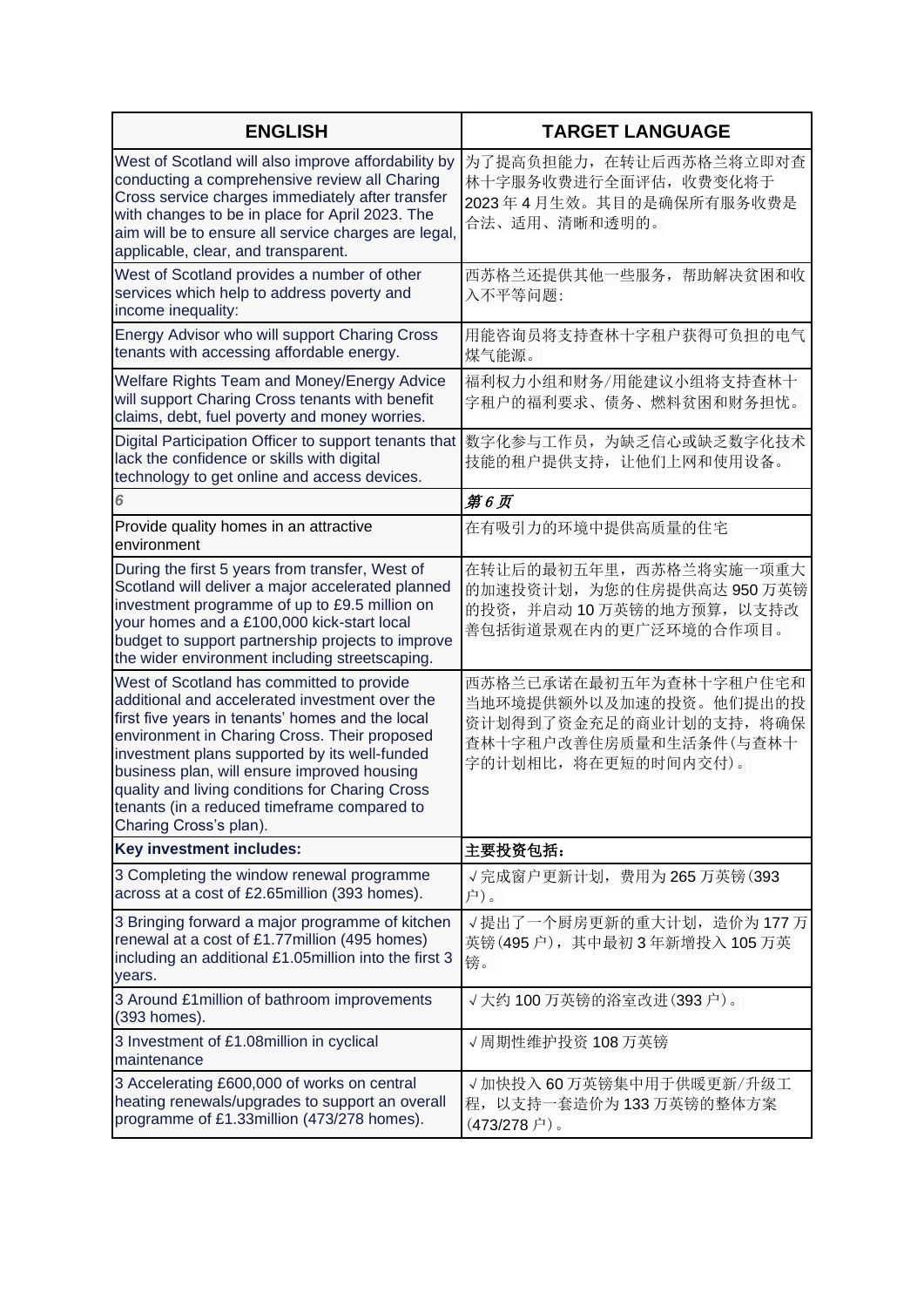| ENGLISH | TARGET LANGUAGE |
| --- | --- |
| West of Scotland will also improve affordability by conducting a comprehensive review all Charing Cross service charges immediately after transfer with changes to be in place for April 2023. The aim will be to ensure all service charges are legal, applicable, clear, and transparent. | 为了提高负担能力，在转让后西苏格兰将立即对查林十字服务收费进行全面评估，收费变化将于 2023 年 4 月生效。其目的是确保所有服务收费是合法、适用、清晰和透明的。 |
| West of Scotland provides a number of other services which help to address poverty and income inequality: | 西苏格兰还提供其他一些服务，帮助解决贫困和收入不平等问题： |
| Energy Advisor who will support Charing Cross tenants with accessing affordable energy. | 用能咨询员将支持查林十字租户获得可负担的电气煤气能源。 |
| Welfare Rights Team and Money/Energy Advice will support Charing Cross tenants with benefit claims, debt, fuel poverty and money worries. | 福利权力小组和财务/用能建议小组将支持查林十字租户的福利要求、债务、燃料贫困和财务担忧。 |
| Digital Participation Officer to support tenants that lack the confidence or skills with digital technology to get online and access devices. | 数字化参与工作员，为缺乏信心或缺乏数字化技术技能的租户提供支持，让他们上网和使用设备。 |
| *6* | ***第 6 页*** |
| Provide quality homes in an attractive environment | 在有吸引力的环境中提供高质量的住宅 |
| During the first 5 years from transfer, West of Scotland will deliver a major accelerated planned investment programme of up to £9.5 million on your homes and a £100,000 kick-start local budget to support partnership projects to improve the wider environment including streetscaping. | 在转让后的最初五年里，西苏格兰将实施一项重大的加速投资计划，为您的住房提供高达 950 万英镑的投资，并启动 10 万英镑的地方预算，以支持改善包括街道景观在内的更广泛环境的合作项目。 |
| West of Scotland has committed to provide additional and accelerated investment over the first five years in tenants' homes and the local environment in Charing Cross. Their proposed investment plans supported by its well-funded business plan, will ensure improved housing quality and living conditions for Charing Cross tenants (in a reduced timeframe compared to Charing Cross's plan). | 西苏格兰已承诺在最初五年为查林十字租户住宅和当地环境提供额外以及加速的投资。他们提出的投资计划得到了资金充足的商业计划的支持，将确保查林十字租户改善住房质量和生活条件(与查林十字的计划相比，将在更短的时间内交付)。 |
| **Key investment includes:** | **主要投资包括：** |
| 3 Completing the window renewal programme across at a cost of £2.65million (393 homes). | √完成窗户更新计划，费用为 265 万英镑(393 户)。 |
| 3 Bringing forward a major programme of kitchen renewal at a cost of £1.77million (495 homes) including an additional £1.05million into the first 3 years. | √提出了一个厨房更新的重大计划，造价为 177 万英镑(495 户)，其中最初 3 年新增投入 105 万英镑。 |
| 3 Around £1million of bathroom improvements (393 homes). | √大约 100 万英镑的浴室改进(393 户)。 |
| 3 Investment of £1.08million in cyclical maintenance | √周期性维护投资 108 万英镑 |
| 3 Accelerating £600,000 of works on central heating renewals/upgrades to support an overall programme of £1.33million (473/278 homes). | √加快投入 60 万英镑集中用于供暖更新/升级工程，以支持一套造价为 133 万英镑的整体方案(473/278 户)。 |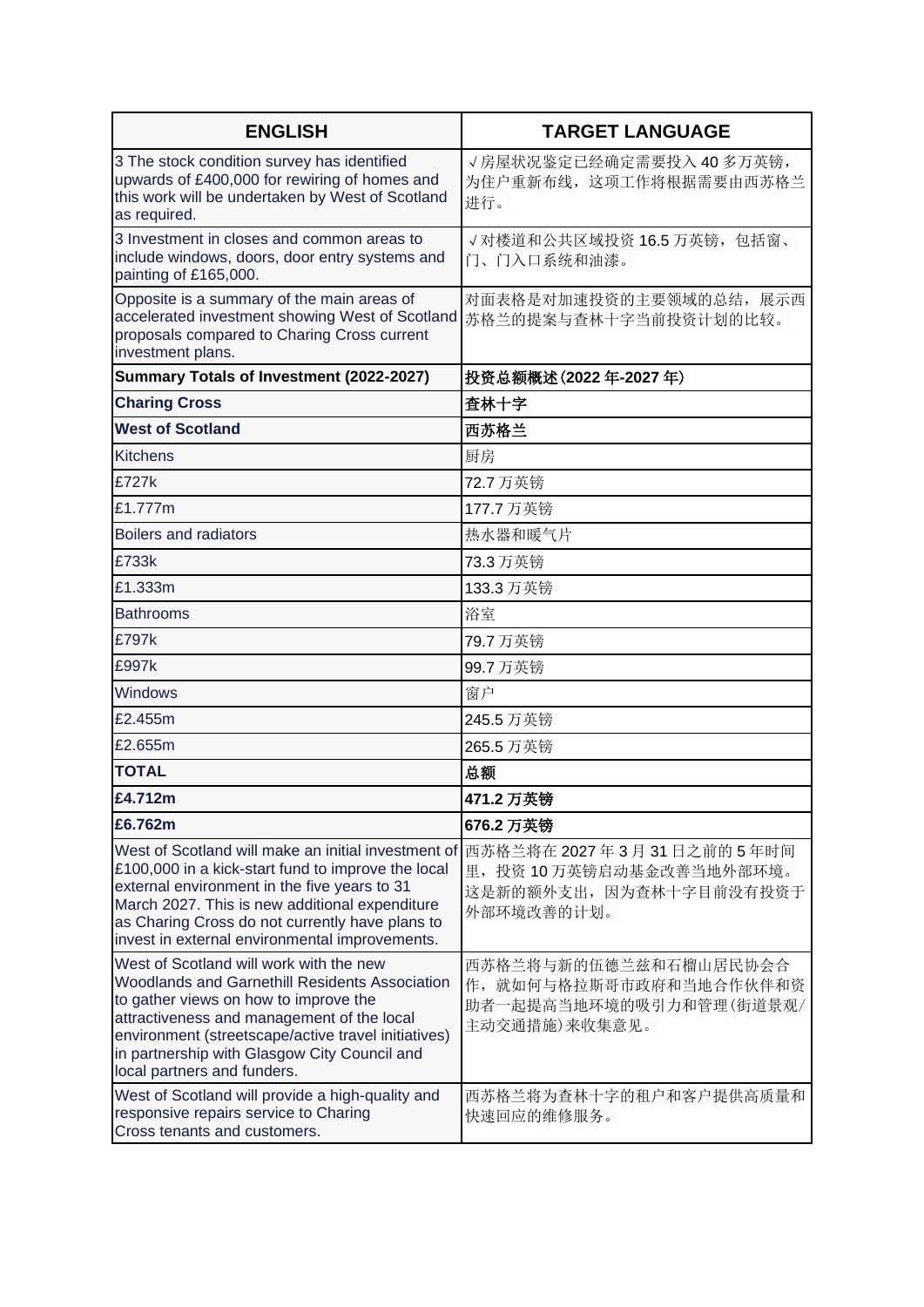| ENGLISH | TARGET LANGUAGE |
|---|---|
| 3 The stock condition survey has identified upwards of £400,000 for rewiring of homes and this work will be undertaken by West of Scotland as required. | √房屋状况鉴定已经确定需要投入 40 多万英镑，为住户重新布线，这项工作将根据需要由西苏格兰进行。 |
| 3 Investment in closes and common areas to include windows, doors, door entry systems and painting of £165,000. | √对楼道和公共区域投资 16.5 万英镑，包括窗、门、门入口系统和油漆。 |
| Opposite is a summary of the main areas of accelerated investment showing West of Scotland proposals compared to Charing Cross current investment plans. | 对面表格是对加速投资的主要领域的总结，展示西苏格兰的提案与查林十字当前投资计划的比较。 |
| **Summary Totals of Investment (2022-2027)** | **投资总额概述(2022 年-2027 年)** |
| **Charing Cross** | **查林十字** |
| **West of Scotland** | **西苏格兰** |
| Kitchens | 厨房 |
| £727k | 72.7 万英镑 |
| £1.777m | 177.7 万英镑 |
| Boilers and radiators | 热水器和暖气片 |
| £733k | 73.3 万英镑 |
| £1.333m | 133.3 万英镑 |
| Bathrooms | 浴室 |
| £797k | 79.7 万英镑 |
| £997k | 99.7 万英镑 |
| Windows | 窗户 |
| £2.455m | 245.5 万英镑 |
| £2.655m | 265.5 万英镑 |
| **TOTAL** | **总额** |
| **£4.712m** | **471.2 万英镑** |
| **£6.762m** | **676.2 万英镑** |
| West of Scotland will make an initial investment of £100,000 in a kick-start fund to improve the local external environment in the five years to 31 March 2027. This is new additional expenditure as Charing Cross do not currently have plans to invest in external environmental improvements. | 西苏格兰将在 2027 年 3 月 31 日之前的 5 年时间里，投资 10 万英镑启动基金改善当地外部环境。这是新的额外支出，因为查林十字目前没有投资于外部环境改善的计划。 |
| West of Scotland will work with the new Woodlands and Garnethill Residents Association to gather views on how to improve the attractiveness and management of the local environment (streetscape/active travel initiatives) in partnership with Glasgow City Council and local partners and funders. | 西苏格兰将与新的伍德兰兹和石榴山居民协会合作，就如何与格拉斯哥市政府和当地合作伙伴和资助者一起提高当地环境的吸引力和管理(街道景观/主动交通措施)来收集意见。 |
| West of Scotland will provide a high-quality and responsive repairs service to Charing Cross tenants and customers. | 西苏格兰将为查林十字的租户和客户提供高质量和快速回应的维修服务。 |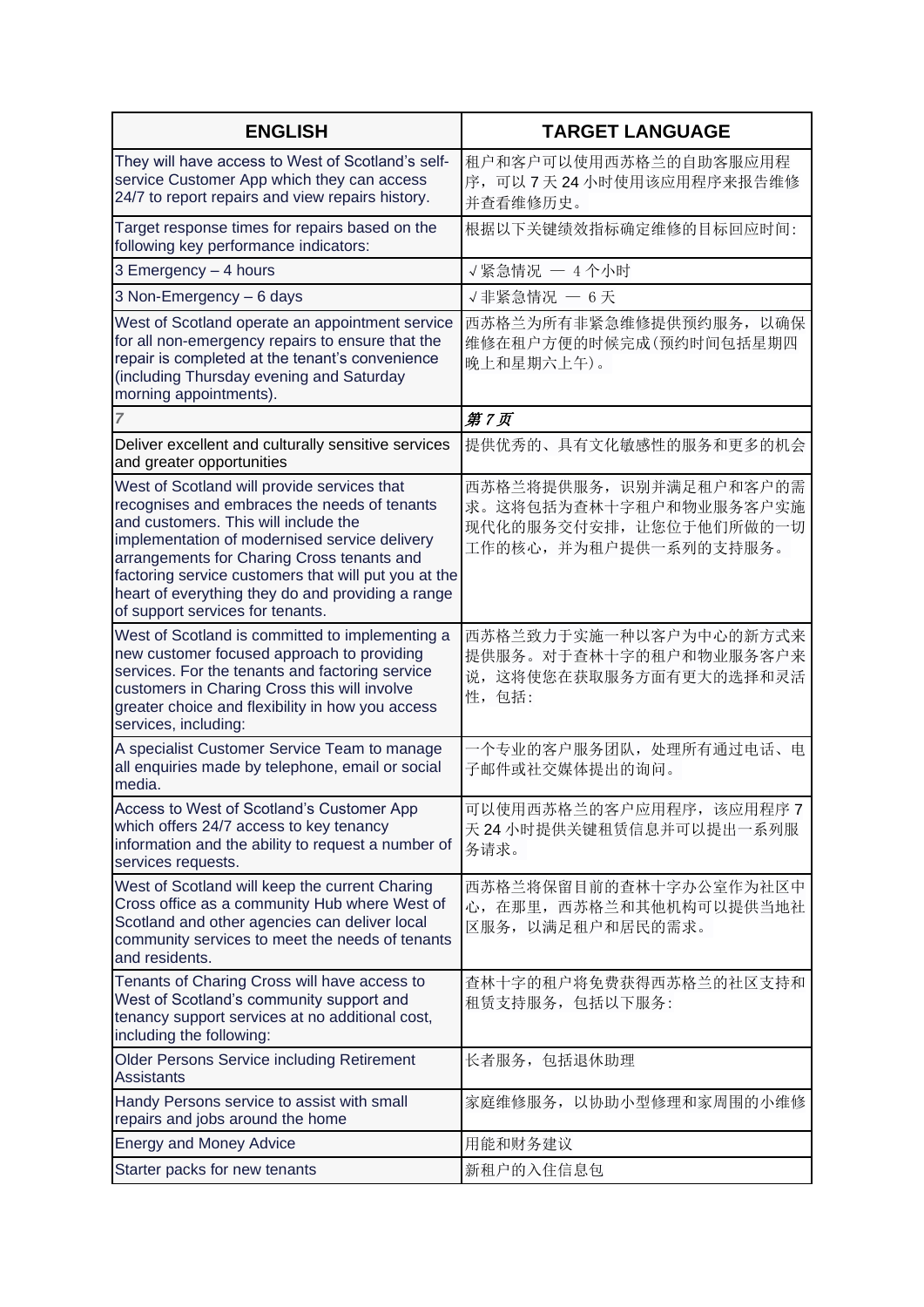| ENGLISH | TARGET LANGUAGE |
|---|---|
| They will have access to West of Scotland's self-service Customer App which they can access 24/7 to report repairs and view repairs history. | 租户和客户可以使用西苏格兰的自助客服应用程序，可以 7 天 24 小时使用该应用程序来报告维修并查看维修历史。 |
| Target response times for repairs based on the following key performance indicators: | 根据以下关键绩效指标确定维修的目标回应时间: |
| 3 Emergency – 4 hours | √紧急情况 — 4 个小时 |
| 3 Non-Emergency – 6 days | √非紧急情况 — 6 天 |
| West of Scotland operate an appointment service for all non-emergency repairs to ensure that the repair is completed at the tenant's convenience (including Thursday evening and Saturday morning appointments). | 西苏格兰为所有非紧急维修提供预约服务，以确保维修在租户方便的时候完成(预约时间包括星期四晚上和星期六上午)。 |
| *7* | ***第 7 页*** |
| Deliver excellent and culturally sensitive services and greater opportunities | 提供优秀的、具有文化敏感性的服务和更多的机会 |
| West of Scotland will provide services that recognises and embraces the needs of tenants and customers. This will include the implementation of modernised service delivery arrangements for Charing Cross tenants and factoring service customers that will put you at the heart of everything they do and providing a range of support services for tenants. | 西苏格兰将提供服务，识别并满足租户和客户的需求。这将包括为查林十字租户和物业服务客户实施现代化的服务交付安排，让您位于他们所做的一切工作的核心，并为租户提供一系列的支持服务。 |
| West of Scotland is committed to implementing a new customer focused approach to providing services. For the tenants and factoring service customers in Charing Cross this will involve greater choice and flexibility in how you access services, including: | 西苏格兰致力于实施一种以客户为中心的新方式来提供服务。对于查林十字的租户和物业服务客户来说，这将使您在获取服务方面有更大的选择和灵活性，包括: |
| A specialist Customer Service Team to manage all enquiries made by telephone, email or social media. | 一个专业的客户服务团队，处理所有通过电话、电子邮件或社交媒体提出的询问。 |
| Access to West of Scotland's Customer App which offers 24/7 access to key tenancy information and the ability to request a number of services requests. | 可以使用西苏格兰的客户应用程序，该应用程序 7 天 24 小时提供关键租赁信息并可以提出一系列服务请求。 |
| West of Scotland will keep the current Charing Cross office as a community Hub where West of Scotland and other agencies can deliver local community services to meet the needs of tenants and residents. | 西苏格兰将保留目前的查林十字办公室作为社区中心，在那里，西苏格兰和其他机构可以提供当地社区服务，以满足租户和居民的需求。 |
| Tenants of Charing Cross will have access to West of Scotland's community support and tenancy support services at no additional cost, including the following: | 查林十字的租户将免费获得西苏格兰的社区支持和租赁支持服务，包括以下服务: |
| Older Persons Service including Retirement Assistants | 长者服务，包括退休助理 |
| Handy Persons service to assist with small repairs and jobs around the home | 家庭维修服务，以协助小型修理和家周围的小维修 |
| Energy and Money Advice | 用能和财务建议 |
| Starter packs for new tenants | 新租户的入住信息包 |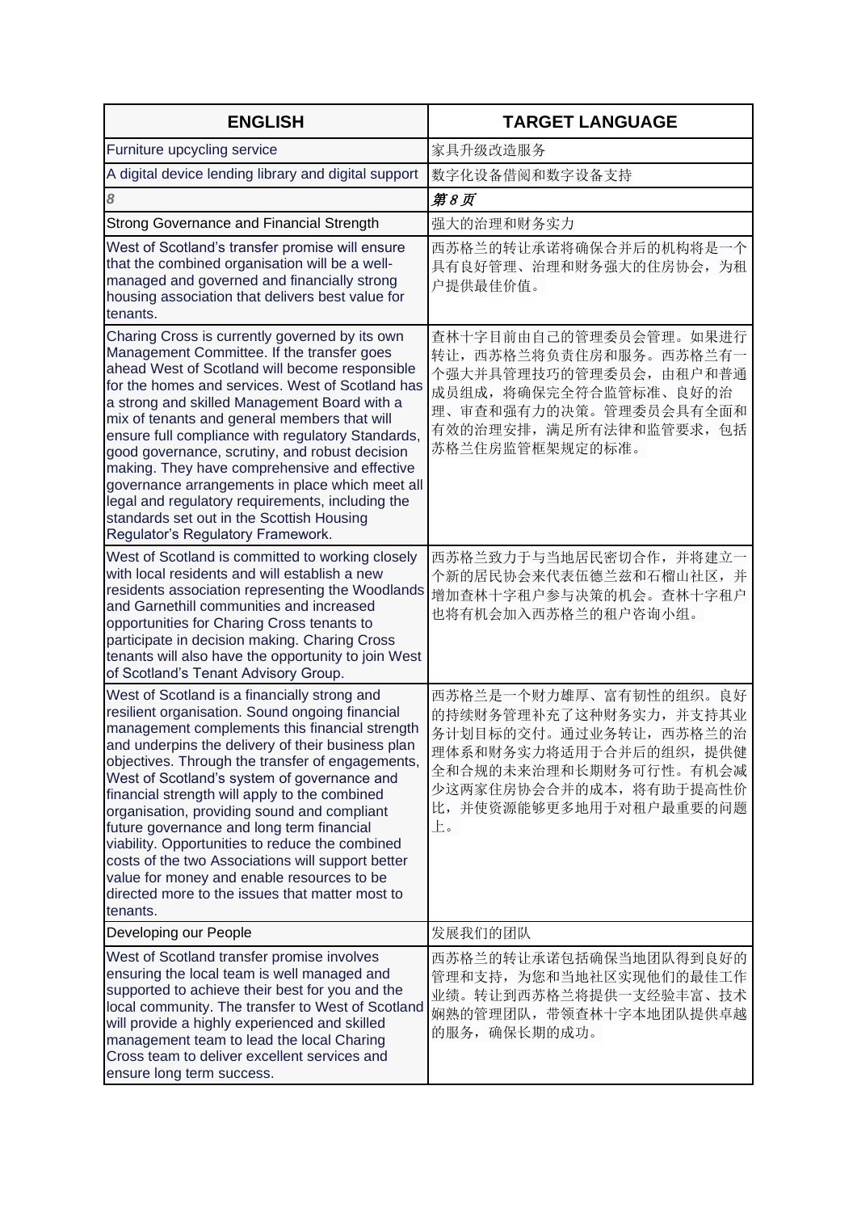| ENGLISH | TARGET LANGUAGE |
|---|---|
| Furniture upcycling service | 家具升级改造服务 |
| A digital device lending library and digital support | 数字化设备借阅和数字设备支持 |
| *8* | ***第 8 页*** |
| Strong Governance and Financial Strength | 强大的治理和财务实力 |
| West of Scotland's transfer promise will ensure that the combined organisation will be a well-managed and governed and financially strong housing association that delivers best value for tenants. | 西苏格兰的转让承诺将确保合并后的机构将是一个具有良好管理、治理和财务强大的住房协会，为租户提供最佳价值。 |
| Charing Cross is currently governed by its own Management Committee. If the transfer goes ahead West of Scotland will become responsible for the homes and services. West of Scotland has a strong and skilled Management Board with a mix of tenants and general members that will ensure full compliance with regulatory Standards, good governance, scrutiny, and robust decision making. They have comprehensive and effective governance arrangements in place which meet all legal and regulatory requirements, including the standards set out in the Scottish Housing Regulator's Regulatory Framework. | 查林十字目前由自己的管理委员会管理。如果进行转让，西苏格兰将负责住房和服务。西苏格兰有一个强大并具管理技巧的管理委员会，由租户和普通成员组成，将确保完全符合监管标准、良好的治理、审查和强有力的决策。管理委员会具有全面和有效的治理安排，满足所有法律和监管要求，包括苏格兰住房监管框架规定的标准。 |
| West of Scotland is committed to working closely with local residents and will establish a new residents association representing the Woodlands and Garnethill communities and increased opportunities for Charing Cross tenants to participate in decision making. Charing Cross tenants will also have the opportunity to join West of Scotland's Tenant Advisory Group. | 西苏格兰致力于与当地居民密切合作，并将建立一个新的居民协会来代表伍德兰兹和石榴山社区，并增加查林十字租户参与决策的机会。查林十字租户也将有机会加入西苏格兰的租户咨询小组。 |
| West of Scotland is a financially strong and resilient organisation. Sound ongoing financial management complements this financial strength and underpins the delivery of their business plan objectives. Through the transfer of engagements, West of Scotland's system of governance and financial strength will apply to the combined organisation, providing sound and compliant future governance and long term financial viability. Opportunities to reduce the combined costs of the two Associations will support better value for money and enable resources to be directed more to the issues that matter most to tenants. | 西苏格兰是一个财力雄厚、富有韧性的组织。良好的持续财务管理补充了这种财务实力，并支持其业务计划目标的交付。通过业务转让，西苏格兰的治理体系和财务实力将适用于合并后的组织，提供健全和合规的未来治理和长期财务可行性。有机会减少这两家住房协会合并的成本，将有助于提高性价比，并使资源能够更多地用于对租户最重要的问题上。 |
| Developing our People | 发展我们的团队 |
| West of Scotland transfer promise involves ensuring the local team is well managed and supported to achieve their best for you and the local community. The transfer to West of Scotland will provide a highly experienced and skilled management team to lead the local Charing Cross team to deliver excellent services and ensure long term success. | 西苏格兰的转让承诺包括确保当地团队得到良好的管理和支持，为您和当地社区实现他们的最佳工作业绩。转让到西苏格兰将提供一支经验丰富、技术娴熟的管理团队，带领查林十字本地团队提供卓越的服务，确保长期的成功。 |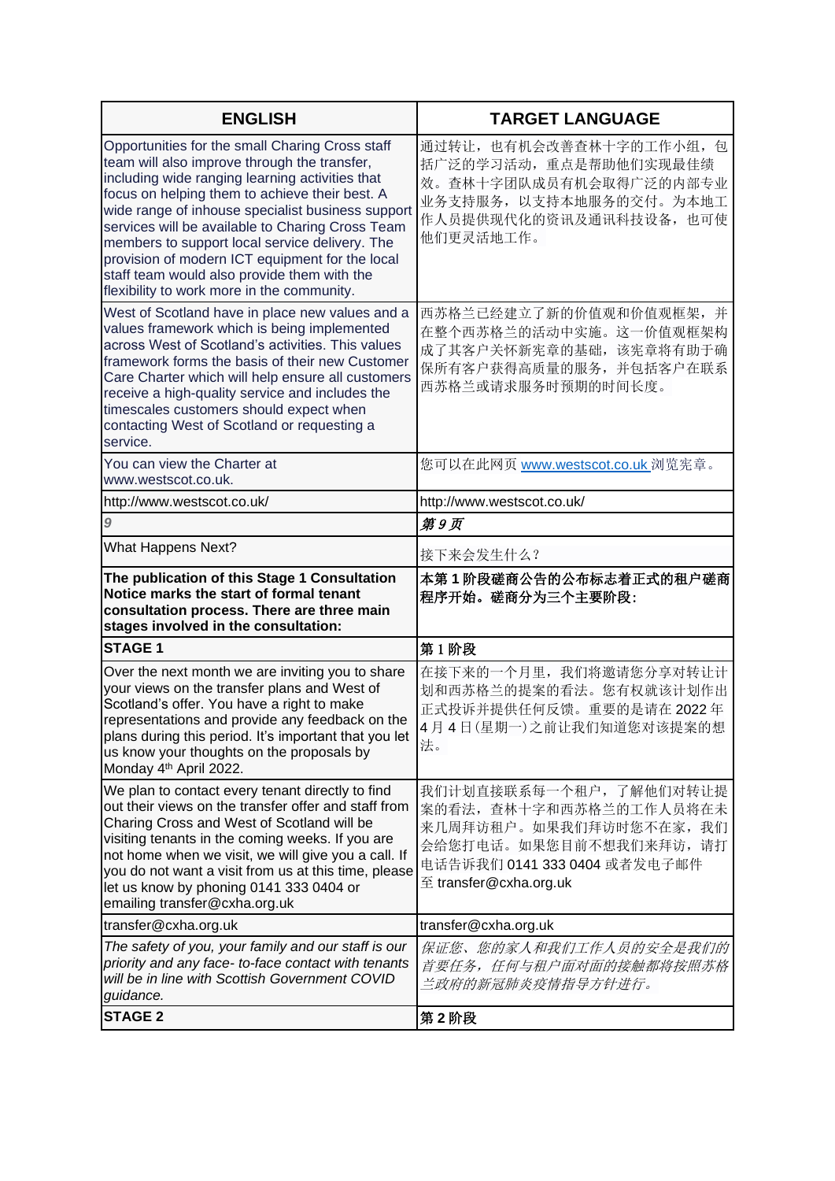| ENGLISH | TARGET LANGUAGE |
| --- | --- |
| Opportunities for the small Charing Cross staff team will also improve through the transfer, including wide ranging learning activities that focus on helping them to achieve their best. A wide range of inhouse specialist business support services will be available to Charing Cross Team members to support local service delivery. The provision of modern ICT equipment for the local staff team would also provide them with the flexibility to work more in the community. | 通过转让，也有机会改善查林十字的工作小组，包括广泛的学习活动，重点是帮助他们实现最佳绩效。查林十字团队成员有机会取得广泛的内部专业业务支持服务，以支持本地服务的交付。为本地工作人员提供现代化的资讯及通讯科技设备，也可使他们更灵活地工作。 |
| West of Scotland have in place new values and a values framework which is being implemented across West of Scotland's activities. This values framework forms the basis of their new Customer Care Charter which will help ensure all customers receive a high-quality service and includes the timescales customers should expect when contacting West of Scotland or requesting a service. | 西苏格兰已经建立了新的价值观和价值观框架，并在整个西苏格兰的活动中实施。这一价值观框架构成了其客户关怀新宪章的基础，该宪章将有助于确保所有客户获得高质量的服务，并包括客户在联系西苏格兰或请求服务时预期的时间长度。 |
| You can view the Charter at www.westscot.co.uk. | 您可以在此网页 www.westscot.co.uk 浏览宪章。 |
| http://www.westscot.co.uk/ | http://www.westscot.co.uk/ |
| *9* | ***第 9 页*** |
| What Happens Next? | 接下来会发生什么？ |
| **The publication of this Stage 1 Consultation Notice marks the start of formal tenant consultation process. There are three main stages involved in the consultation:** | **本第 1 阶段磋商公告的公布标志着正式的租户磋商程序开始。磋商分为三个主要阶段：** |
| **STAGE 1** | **第 1 阶段** |
| Over the next month we are inviting you to share your views on the transfer plans and West of Scotland's offer. You have a right to make representations and provide any feedback on the plans during this period. It's important that you let us know your thoughts on the proposals by Monday 4th April 2022. | 在接下来的一个月里，我们将邀请您分享对转让计划和西苏格兰的提案的看法。您有权就该计划作出正式投诉并提供任何反馈。重要的是请在 2022 年 4 月 4 日(星期一)之前让我们知道您对该提案的想法。 |
| We plan to contact every tenant directly to find out their views on the transfer offer and staff from Charing Cross and West of Scotland will be visiting tenants in the coming weeks. If you are not home when we visit, we will give you a call. If you do not want a visit from us at this time, please let us know by phoning 0141 333 0404 or emailing transfer@cxha.org.uk | 我们计划直接联系每一个租户，了解他们对转让提案的看法，查林十字和西苏格兰的工作人员将在未来几周拜访租户。如果我们拜访时您不在家，我们会给您打电话。如果您目前不想我们来拜访，请打电话告诉我们 0141 333 0404 或者发电子邮件至 transfer@cxha.org.uk |
| transfer@cxha.org.uk | transfer@cxha.org.uk |
| *The safety of you, your family and our staff is our priority and any face- to-face contact with tenants will be in line with Scottish Government COVID guidance.* | *保证您、您的家人和我们工作人员的安全是我们的首要任务，任何与租户面对面的接触都将按照苏格兰政府的新冠肺炎疫情指导方针进行。* |
| **STAGE 2** | **第 2 阶段** |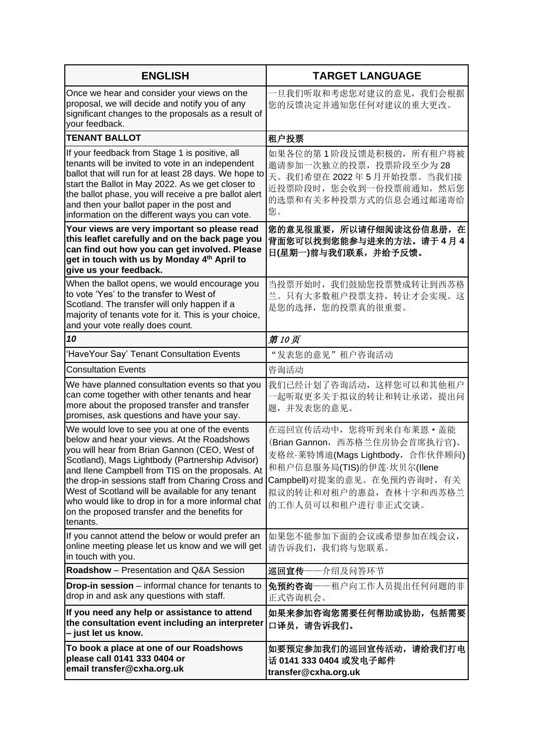| ENGLISH | TARGET LANGUAGE |
|---|---|
| Once we hear and consider your views on the proposal, we will decide and notify you of any significant changes to the proposals as a result of your feedback. | 一旦我们听取和考虑您对建议的意见，我们会根据您的反馈决定并通知您任何对建议的重大更改。 |
| **TENANT BALLOT** | **租户投票** |
| If your feedback from Stage 1 is positive, all tenants will be invited to vote in an independent ballot that will run for at least 28 days. We hope to start the Ballot in May 2022. As we get closer to the ballot phase, you will receive a pre ballot alert and then your ballot paper in the post and information on the different ways you can vote. | 如果各位的第 1 阶段反馈是积极的，所有租户将被邀请参加一次独立的投票，投票阶段至少为 28 天。我们希望在 2022 年 5 月开始投票。当我们接近投票阶段时，您会收到一份投票前通知，然后您的选票和有关多种投票方式的信息会通过邮递寄给您。 |
| **Your views are very important so please read this leaflet carefully and on the back page you can find out how you can get involved. Please get in touch with us by Monday 4th April to give us your feedback.** | **您的意见很重要，所以请仔细阅读这份信息册，在背面您可以找到您能参与进来的方法。请于 4 月 4 日(星期一)前与我们联系，并给予反馈。** |
| When the ballot opens, we would encourage you to vote 'Yes' to the transfer to West of Scotland. The transfer will only happen if a majority of tenants vote for it. This is your choice, and your vote really does count. | 当投票开始时，我们鼓励您投票赞成转让到西苏格兰。只有大多数租户投票支持，转让才会实现。这是您的选择，您的投票真的很重要。 |
| ***10*** | ***第 10 页*** |
| 'HaveYour Say' Tenant Consultation Events | "发表您的意见"租户咨询活动 |
| Consultation Events | 咨询活动 |
| We have planned consultation events so that you can come together with other tenants and hear more about the proposed transfer and transfer promises, ask questions and have your say. | 我们已经计划了咨询活动，这样您可以和其他租户一起听取更多关于拟议的转让和转让承诺，提出问题，并发表您的意见。 |
| We would love to see you at one of the events below and hear your views. At the Roadshows you will hear from Brian Gannon (CEO, West of Scotland), Mags Lightbody (Partnership Advisor) and Ilene Campbell from TIS on the proposals. At the drop-in sessions staff from Charing Cross and West of Scotland will be available for any tenant who would like to drop in for a more informal chat on the proposed transfer and the benefits for tenants. | 在巡回宣传活动中，您将听到来自布莱恩・盖能(Brian Gannon，西苏格兰住房协会首席执行官)、麦格丝·莱特博迪(Mags Lightbody，合作伙伴顾问)和租户信息服务局(TIS)的伊莲·坎贝尔(Ilene Campbell)对提案的意见。在免预约咨询时，有关拟议的转让和对租户的惠益，查林十字和西苏格兰的工作人员可以和租户进行非正式交谈。 |
| If you cannot attend the below or would prefer an online meeting please let us know and we will get in touch with you. | 如果您不能参加下面的会议或希望参加在线会议，请告诉我们，我们将与您联系。 |
| **Roadshow** – Presentation and Q&A Session | **巡回宣传**——介绍及问答环节 |
| **Drop-in session** – informal chance for tenants to drop in and ask any questions with staff. | **免预约咨询**——租户向工作人员提出任何问题的非正式咨询机会。 |
| **If you need any help or assistance to attend the consultation event including an interpreter – just let us know.** | **如果来参加咨询您需要任何帮助或协助，包括需要口译员，请告诉我们。** |
| **To book a place at one of our Roadshows please call 0141 333 0404 or email transfer@cxha.org.uk** | **如要预定参加我们的巡回宣传活动，请给我们打电话 0141 333 0404 或发电子邮件 transfer@cxha.org.uk** |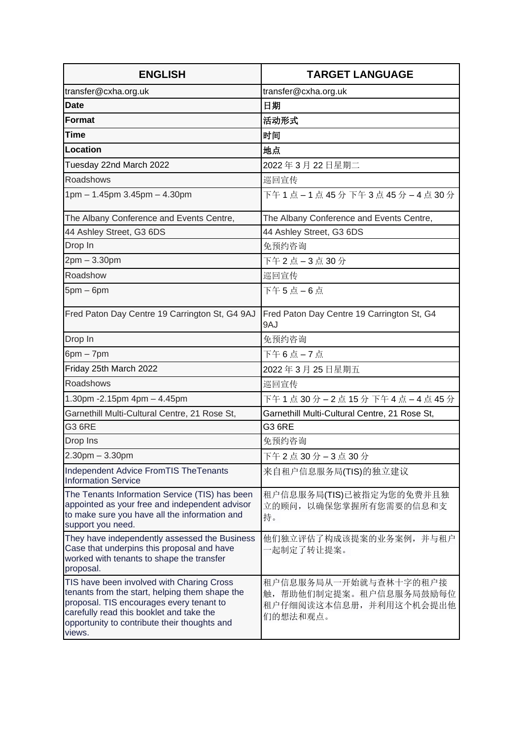| ENGLISH | TARGET LANGUAGE |
|---|---|
| transfer@cxha.org.uk | transfer@cxha.org.uk |
| **Date** | **日期** |
| **Format** | **活动形式** |
| **Time** | **时间** |
| **Location** | **地点** |
| Tuesday 22nd March 2022 | 2022 年 3 月 22 日星期二 |
| Roadshows | 巡回宣传 |
| 1pm – 1.45pm 3.45pm – 4.30pm | 下午 1 点 – 1 点 45 分 下午 3 点 45 分 – 4 点 30 分 |
| The Albany Conference and Events Centre, | The Albany Conference and Events Centre, |
| 44 Ashley Street, G3 6DS | 44 Ashley Street, G3 6DS |
| Drop In | 免预约咨询 |
| 2pm – 3.30pm | 下午 2 点 – 3 点 30 分 |
| Roadshow | 巡回宣传 |
| 5pm – 6pm | 下午 5 点 – 6 点 |
| Fred Paton Day Centre 19 Carrington St, G4 9AJ | Fred Paton Day Centre 19 Carrington St, G4 9AJ |
| Drop In | 免预约咨询 |
| 6pm – 7pm | 下午 6 点 – 7 点 |
| Friday 25th March 2022 | 2022 年 3 月 25 日星期五 |
| Roadshows | 巡回宣传 |
| 1.30pm -2.15pm 4pm – 4.45pm | 下午 1 点 30 分 – 2 点 15 分 下午 4 点 – 4 点 45 分 |
| Garnethill Multi-Cultural Centre, 21 Rose St, | Garnethill Multi-Cultural Centre, 21 Rose St, |
| G3 6RE | G3 6RE |
| Drop Ins | 免预约咨询 |
| 2.30pm – 3.30pm | 下午 2 点 30 分 – 3 点 30 分 |
| Independent Advice FromTIS TheTenants Information Service | 来自租户信息服务局(TIS)的独立建议 |
| The Tenants Information Service (TIS) has been appointed as your free and independent advisor to make sure you have all the information and support you need. | 租户信息服务局(TIS)已被指定为您的免费并且独立的顾问，以确保您掌握所有您需要的信息和支持。 |
| They have independently assessed the Business Case that underpins this proposal and have worked with tenants to shape the transfer proposal. | 他们独立评估了构成该提案的业务案例，并与租户一起制定了转让提案。 |
| TIS have been involved with Charing Cross tenants from the start, helping them shape the proposal. TIS encourages every tenant to carefully read this booklet and take the opportunity to contribute their thoughts and views. | 租户信息服务局从一开始就与查林十字的租户接触，帮助他们制定提案。租户信息服务局鼓励每位租户仔细阅读这本信息册，并利用这个机会提出他们的想法和观点。 |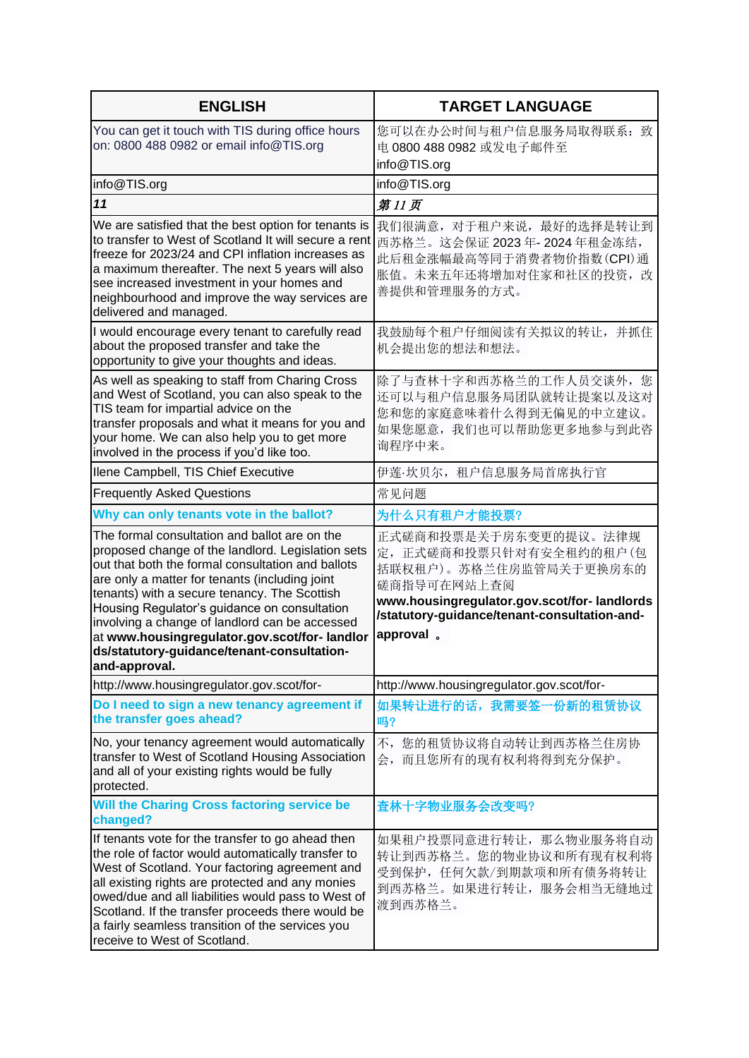| ENGLISH | TARGET LANGUAGE |
|---|---|
| You can get it touch with TIS during office hours on: 0800 488 0982 or email info@TIS.org | 您可以在办公时间与租户信息服务局取得联系：致电 0800 488 0982 或发电子邮件至 info@TIS.org |
| info@TIS.org | info@TIS.org |
| ***11*** | ***第 11 页*** |
| We are satisfied that the best option for tenants is to transfer to West of Scotland It will secure a rent freeze for 2023/24 and CPI inflation increases as a maximum thereafter. The next 5 years will also see increased investment in your homes and neighbourhood and improve the way services are delivered and managed. | 我们很满意，对于租户来说，最好的选择是转让到西苏格兰。这会保证 2023 年- 2024 年租金冻结，此后租金涨幅最高等同于消费者物价指数(CPI)通胀值。未来五年还将增加对住家和社区的投资，改善提供和管理服务的方式。 |
| I would encourage every tenant to carefully read about the proposed transfer and take the opportunity to give your thoughts and ideas. | 我鼓励每个租户仔细阅读有关拟议的转让，并抓住机会提出您的想法和想法。 |
| As well as speaking to staff from Charing Cross and West of Scotland, you can also speak to the TIS team for impartial advice on the transfer proposals and what it means for you and your home. We can also help you to get more involved in the process if you'd like too. | 除了与查林十字和西苏格兰的工作人员交谈外，您还可以与租户信息服务局团队就转让提案以及这对您和您的家庭意味着什么得到无偏见的中立建议。如果您愿意，我们也可以帮助您更多地参与到此咨询程序中来。 |
| Ilene Campbell, TIS Chief Executive | 伊莲·坎贝尔，租户信息服务局首席执行官 |
| Frequently Asked Questions | 常见问题 |
| **Why can only tenants vote in the ballot?** | **为什么只有租户才能投票?** |
| The formal consultation and ballot are on the proposed change of the landlord. Legislation sets out that both the formal consultation and ballots are only a matter for tenants (including joint tenants) with a secure tenancy. The Scottish Housing Regulator's guidance on consultation involving a change of landlord can be accessed at **www.housingregulator.gov.scot/for- landlords/statutory-guidance/tenant-consultation-and-approval.** | 正式磋商和投票是关于房东变更的提议。法律规定，正式磋商和投票只针对有安全租约的租户(包括联权租户)。苏格兰住房监管局关于更换房东的磋商指导可在网站上查阅 **www.housingregulator.gov.scot/for- landlords /statutory-guidance/tenant-consultation-and-approval** 。 |
| http://www.housingregulator.gov.scot/for- | http://www.housingregulator.gov.scot/for- |
| **Do I need to sign a new tenancy agreement if the transfer goes ahead?** | **如果转让进行的话，我需要签一份新的租赁协议吗?** |
| No, your tenancy agreement would automatically transfer to West of Scotland Housing Association and all of your existing rights would be fully protected. | 不，您的租赁协议将自动转让到西苏格兰住房协会，而且您所有的现有权利将得到充分保护。 |
| **Will the Charing Cross factoring service be changed?** | **查林十字物业服务会改变吗?** |
| If tenants vote for the transfer to go ahead then the role of factor would automatically transfer to West of Scotland. Your factoring agreement and all existing rights are protected and any monies owed/due and all liabilities would pass to West of Scotland. If the transfer proceeds there would be a fairly seamless transition of the services you receive to West of Scotland. | 如果租户投票同意进行转让，那么物业服务将自动转让到西苏格兰。您的物业协议和所有现有权利将受到保护，任何欠款/到期款项和所有债务将转让到西苏格兰。如果进行转让，服务会相当无缝地过渡到西苏格兰。 |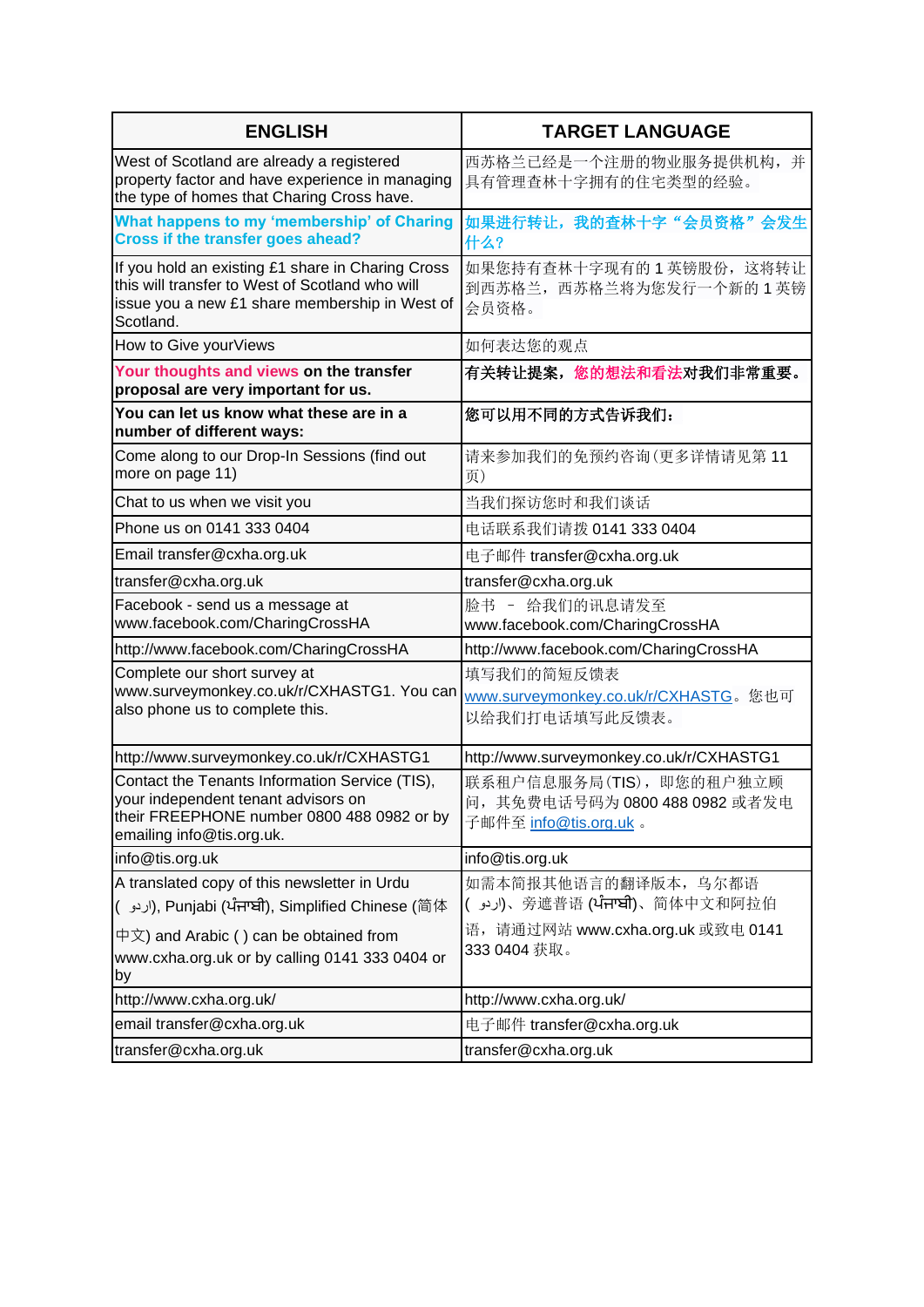| ENGLISH | TARGET LANGUAGE |
|---|---|
| West of Scotland are already a registered property factor and have experience in managing the type of homes that Charing Cross have. | 西苏格兰已经是一个注册的物业服务提供机构，并具有管理查林十字拥有的住宅类型的经验。 |
| **What happens to my ‘membership’ of Charing Cross if the transfer goes ahead?** | **如果进行转让，我的查林十字“会员资格”会发生什么?** |
| If you hold an existing £1 share in Charing Cross this will transfer to West of Scotland who will issue you a new £1 share membership in West of Scotland. | 如果您持有查林十字现有的 1 英镑股份，这将转让到西苏格兰，西苏格兰将为您发行一个新的 1 英镑会员资格。 |
| How to Give yourViews | 如何表达您的观点 |
| **Your thoughts and views on the transfer proposal are very important for us.** | **有关转让提案，您的想法和看法对我们非常重要。** |
| **You can let us know what these are in a number of different ways:** | **您可以用不同的方式告诉我们:** |
| Come along to our Drop-In Sessions (find out more on page 11) | 请来参加我们的免预约咨询(更多详情请见第 11 页) |
| Chat to us when we visit you | 当我们探访您时和我们谈话 |
| Phone us on 0141 333 0404 | 电话联系我们请拨 0141 333 0404 |
| Email transfer@cxha.org.uk | 电子邮件 transfer@cxha.org.uk |
| transfer@cxha.org.uk | transfer@cxha.org.uk |
| Facebook - send us a message at www.facebook.com/CharingCrossHA | 脸书 – 给我们的讯息请发至 www.facebook.com/CharingCrossHA |
| http://www.facebook.com/CharingCrossHA | http://www.facebook.com/CharingCrossHA |
| Complete our short survey at www.surveymonkey.co.uk/r/CXHASTG1. You can also phone us to complete this. | 填写我们的简短反馈表 www.surveymonkey.co.uk/r/CXHASTG。您也可以给我们打电话填写此反馈表。 |
| http://www.surveymonkey.co.uk/r/CXHASTG1 | http://www.surveymonkey.co.uk/r/CXHASTG1 |
| Contact the Tenants Information Service (TIS), your independent tenant advisors on their FREEPHONE number 0800 488 0982 or by emailing info@tis.org.uk. | 联系租户信息服务局(TIS)，即您的租户独立顾问，其免费电话号码为 0800 488 0982 或者发电子邮件至 info@tis.org.uk 。 |
| info@tis.org.uk | info@tis.org.uk |
| A translated copy of this newsletter in Urdu ( اردو), Punjabi (ਪੰਜਾਬੀ), Simplified Chinese (简体中文) and Arabic ( ) can be obtained from www.cxha.org.uk or by calling 0141 333 0404 or by | 如需本简报其他语言的翻译版本，乌尔都语 ( اردو)、旁遮普语 (ਪੰਜਾਬੀ)、简体中文和阿拉伯语，请通过网站 www.cxha.org.uk 或致电 0141 333 0404 获取。 |
| http://www.cxha.org.uk/ | http://www.cxha.org.uk/ |
| email transfer@cxha.org.uk | 电子邮件 transfer@cxha.org.uk |
| transfer@cxha.org.uk | transfer@cxha.org.uk |